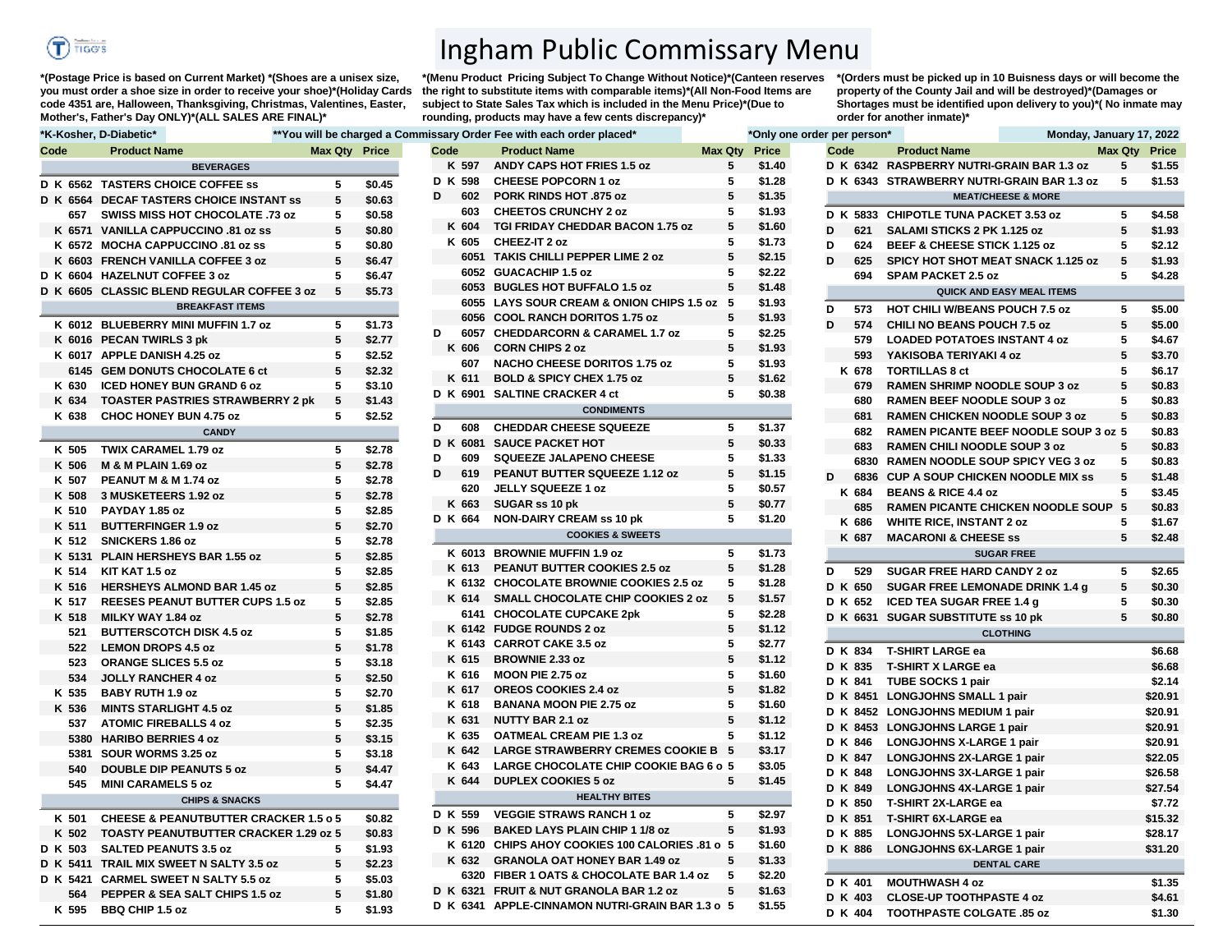# Ingham Public Commissary Menu

*(Postage Price is based on Current Market) *(Shoes are a unisex size, you must order a shoe size in order to receive your shoe)*(Holiday Cards code 4351 are, Halloween, Thanksgiving, Christmas, Valentines, Easter, Mother's, Father's Day ONLY)*(ALL SALES ARE FINAL)*

*(Menu Product Pricing Subject To Change Without Notice)*(Canteen reserves the right to substitute items with comparable items)*(All Non-Food Items are subject to State Sales Tax which is included in the Menu Price)*(Due to rounding, products may have a few cents discrepancy)*

*(Orders must be picked up in 10 Buisness days or will become the property of the County Jail and will be destroyed)*(Damages or Shortages must be identified upon delivery to you)*( No inmate may order for another inmate)*

*K-Kosher, D-Diabetic* **You will be charged a Commissary Order Fee with each order placed* *Only one order per person* Monday, January 17, 2022

| Code | Product Name | Max Qty | Price |
|---|---|---|---|
| | **BEVERAGES** | | |
| D K 6562 | TASTERS CHOICE COFFEE ss | 5 | $0.45 |
| D K 6564 | DECAF TASTERS CHOICE INSTANT ss | 5 | $0.63 |
| 657 | SWISS MISS HOT CHOCOLATE .73 oz | 5 | $0.58 |
| K 6571 | VANILLA CAPPUCCINO .81 oz ss | 5 | $0.80 |
| K 6572 | MOCHA CAPPUCCINO .81 oz ss | 5 | $0.80 |
| K 6603 | FRENCH VANILLA COFFEE 3 oz | 5 | $6.47 |
| D K 6604 | HAZELNUT COFFEE 3 oz | 5 | $6.47 |
| D K 6605 | CLASSIC BLEND REGULAR COFFEE 3 oz | 5 | $5.73 |
| | **BREAKFAST ITEMS** | | |
| K 6012 | BLUEBERRY MINI MUFFIN 1.7 oz | 5 | $1.73 |
| K 6016 | PECAN TWIRLS 3 pk | 5 | $2.77 |
| K 6017 | APPLE DANISH 4.25 oz | 5 | $2.52 |
| 6145 | GEM DONUTS CHOCOLATE 6 ct | 5 | $2.32 |
| K 630 | ICED HONEY BUN GRAND 6 oz | 5 | $3.10 |
| K 634 | TOASTER PASTRIES STRAWBERRY 2 pk | 5 | $1.43 |
| K 638 | CHOC HONEY BUN 4.75 oz | 5 | $2.52 |
| | **CANDY** | | |
| K 505 | TWIX CARAMEL 1.79 oz | 5 | $2.78 |
| K 506 | M & M PLAIN 1.69 oz | 5 | $2.78 |
| K 507 | PEANUT M & M 1.74 oz | 5 | $2.78 |
| K 508 | 3 MUSKETEERS 1.92 oz | 5 | $2.78 |
| K 510 | PAYDAY 1.85 oz | 5 | $2.85 |
| K 511 | BUTTERFINGER 1.9 oz | 5 | $2.70 |
| K 512 | SNICKERS 1.86 oz | 5 | $2.78 |
| K 5131 | PLAIN HERSHEYS BAR 1.55 oz | 5 | $2.85 |
| K 514 | KIT KAT 1.5 oz | 5 | $2.85 |
| K 516 | HERSHEYS ALMOND BAR 1.45 oz | 5 | $2.85 |
| K 517 | REESES PEANUT BUTTER CUPS 1.5 oz | 5 | $2.85 |
| K 518 | MILKY WAY 1.84 oz | 5 | $2.78 |
| 521 | BUTTERSCOTCH DISK 4.5 oz | 5 | $1.85 |
| 522 | LEMON DROPS 4.5 oz | 5 | $1.78 |
| 523 | ORANGE SLICES 5.5 oz | 5 | $3.18 |
| 534 | JOLLY RANCHER 4 oz | 5 | $2.50 |
| K 535 | BABY RUTH 1.9 oz | 5 | $2.70 |
| K 536 | MINTS STARLIGHT 4.5 oz | 5 | $1.85 |
| 537 | ATOMIC FIREBALLS 4 oz | 5 | $2.35 |
| 5380 | HARIBO BERRIES 4 oz | 5 | $3.15 |
| 5381 | SOUR WORMS 3.25 oz | 5 | $3.18 |
| 540 | DOUBLE DIP PEANUTS 5 oz | 5 | $4.47 |
| 545 | MINI CARAMELS 5 oz | 5 | $4.47 |
| | **CHIPS & SNACKS** | | |
| K 501 | CHEESE & PEANUTBUTTER CRACKER 1.5 o | 5 | $0.82 |
| K 502 | TOASTY PEANUTBUTTER CRACKER 1.29 oz | 5 | $0.83 |
| D K 503 | SALTED PEANUTS 3.5 oz | 5 | $1.93 |
| D K 5411 | TRAIL MIX SWEET N SALTY 3.5 oz | 5 | $2.23 |
| D K 5421 | CARMEL SWEET N SALTY 5.5 oz | 5 | $5.03 |
| 564 | PEPPER & SEA SALT CHIPS 1.5 oz | 5 | $1.80 |
| K 595 | BBQ CHIP 1.5 oz | 5 | $1.93 |
| K 597 | ANDY CAPS HOT FRIES 1.5 oz | 5 | $1.40 |
| D K 598 | CHEESE POPCORN 1 oz | 5 | $1.28 |
| D 602 | PORK RINDS HOT .875 oz | 5 | $1.35 |
| 603 | CHEETOS CRUNCHY 2 oz | 5 | $1.93 |
| K 604 | TGI FRIDAY CHEDDAR BACON 1.75 oz | 5 | $1.60 |
| K 605 | CHEEZ-IT 2 oz | 5 | $1.73 |
| 6051 | TAKIS CHILLI PEPPER LIME 2 oz | 5 | $2.15 |
| 6052 | GUACACHIP 1.5 oz | 5 | $2.22 |
| 6053 | BUGLES HOT BUFFALO 1.5 oz | 5 | $1.48 |
| 6055 | LAYS SOUR CREAM & ONION CHIPS 1.5 oz | 5 | $1.93 |
| 6056 | COOL RANCH DORITOS 1.75 oz | 5 | $1.93 |
| D 6057 | CHEDDARCORN & CARAMEL 1.7 oz | 5 | $2.25 |
| K 606 | CORN CHIPS 2 oz | 5 | $1.93 |
| 607 | NACHO CHEESE DORITOS 1.75 oz | 5 | $1.93 |
| K 611 | BOLD & SPICY CHEX 1.75 oz | 5 | $1.62 |
| D K 6901 | SALTINE CRACKER 4 ct | 5 | $0.38 |
| | **CONDIMENTS** | | |
| D 608 | CHEDDAR CHEESE SQUEEZE | 5 | $1.37 |
| D K 6081 | SAUCE PACKET HOT | 5 | $0.33 |
| D 609 | SQUEEZE JALAPENO CHEESE | 5 | $1.33 |
| D 619 | PEANUT BUTTER SQUEEZE 1.12 oz | 5 | $1.15 |
| 620 | JELLY SQUEEZE 1 oz | 5 | $0.57 |
| K 663 | SUGAR ss 10 pk | 5 | $0.77 |
| D K 664 | NON-DAIRY CREAM ss 10 pk | 5 | $1.20 |
| | **COOKIES & SWEETS** | | |
| K 6013 | BROWNIE MUFFIN 1.9 oz | 5 | $1.73 |
| K 613 | PEANUT BUTTER COOKIES 2.5 oz | 5 | $1.28 |
| K 6132 | CHOCOLATE BROWNIE COOKIES 2.5 oz | 5 | $1.28 |
| K 614 | SMALL CHOCOLATE CHIP COOKIES 2 oz | 5 | $1.57 |
| 6141 | CHOCOLATE CUPCAKE 2pk | 5 | $2.28 |
| K 6142 | FUDGE ROUNDS 2 oz | 5 | $1.12 |
| K 6143 | CARROT CAKE 3.5 oz | 5 | $2.77 |
| K 615 | BROWNIE 2.33 oz | 5 | $1.12 |
| K 616 | MOON PIE 2.75 oz | 5 | $1.60 |
| K 617 | OREOS COOKIES 2.4 oz | 5 | $1.82 |
| K 618 | BANANA MOON PIE 2.75 oz | 5 | $1.60 |
| K 631 | NUTTY BAR 2.1 oz | 5 | $1.12 |
| K 635 | OATMEAL CREAM PIE 1.3 oz | 5 | $1.12 |
| K 642 | LARGE STRAWBERRY CREMES COOKIE B | 5 | $3.17 |
| K 643 | LARGE CHOCOLATE CHIP COOKIE BAG 6 o | 5 | $3.05 |
| K 644 | DUPLEX COOKIES 5 oz | 5 | $1.45 |
| | **HEALTHY BITES** | | |
| D K 559 | VEGGIE STRAWS RANCH 1 oz | 5 | $2.97 |
| D K 596 | BAKED LAYS PLAIN CHIP 1 1/8 oz | 5 | $1.93 |
| K 6120 | CHIPS AHOY COOKIES 100 CALORIES .81 o | 5 | $1.60 |
| K 632 | GRANOLA OAT HONEY BAR 1.49 oz | 5 | $1.33 |
| 6320 | FIBER 1 OATS & CHOCOLATE BAR 1.4 oz | 5 | $2.20 |
| D K 6321 | FRUIT & NUT GRANOLA BAR 1.2 oz | 5 | $1.63 |
| D K 6341 | APPLE-CINNAMON NUTRI-GRAIN BAR 1.3 o | 5 | $1.55 |
| D K 6342 | RASPBERRY NUTRI-GRAIN BAR 1.3 oz | 5 | $1.55 |
| D K 6343 | STRAWBERRY NUTRI-GRAIN BAR 1.3 oz | 5 | $1.53 |
| | **MEAT/CHEESE & MORE** | | |
| D K 5833 | CHIPOTLE TUNA PACKET 3.53 oz | 5 | $4.58 |
| D 621 | SALAMI STICKS 2 PK 1.125 oz | 5 | $1.93 |
| D 624 | BEEF & CHEESE STICK 1.125 oz | 5 | $2.12 |
| D 625 | SPICY HOT SHOT MEAT SNACK 1.125 oz | 5 | $1.93 |
| 694 | SPAM PACKET 2.5 oz | 5 | $4.28 |
| | **QUICK AND EASY MEAL ITEMS** | | |
| D 573 | HOT CHILI W/BEANS POUCH 7.5 oz | 5 | $5.00 |
| D 574 | CHILI NO BEANS POUCH 7.5 oz | 5 | $5.00 |
| 579 | LOADED POTATOES INSTANT 4 oz | 5 | $4.67 |
| 593 | YAKISOBA TERIYAKI 4 oz | 5 | $3.70 |
| K 678 | TORTILLAS 8 ct | 5 | $6.17 |
| 679 | RAMEN SHRIMP NOODLE SOUP 3 oz | 5 | $0.83 |
| 680 | RAMEN BEEF NOODLE SOUP 3 oz | 5 | $0.83 |
| 681 | RAMEN CHICKEN NOODLE SOUP 3 oz | 5 | $0.83 |
| 682 | RAMEN PICANTE BEEF NOODLE SOUP 3 oz | 5 | $0.83 |
| 683 | RAMEN CHILI NOODLE SOUP 3 oz | 5 | $0.83 |
| 6830 | RAMEN NOODLE SOUP SPICY VEG 3 oz | 5 | $0.83 |
| D 6836 | CUP A SOUP CHICKEN NOODLE MIX ss | 5 | $1.48 |
| K 684 | BEANS & RICE 4.4 oz | 5 | $3.45 |
| 685 | RAMEN PICANTE CHICKEN NOODLE SOUP | 5 | $0.83 |
| K 686 | WHITE RICE, INSTANT 2 oz | 5 | $1.67 |
| K 687 | MACARONI & CHEESE ss | 5 | $2.48 |
| | **SUGAR FREE** | | |
| D 529 | SUGAR FREE HARD CANDY 2 oz | 5 | $2.65 |
| D K 650 | SUGAR FREE LEMONADE DRINK 1.4 g | 5 | $0.30 |
| D K 652 | ICED TEA SUGAR FREE 1.4 g | 5 | $0.30 |
| D K 6631 | SUGAR SUBSTITUTE ss 10 pk | 5 | $0.80 |
| | **CLOTHING** | | |
| D K 834 | T-SHIRT LARGE ea | | $6.68 |
| D K 835 | T-SHIRT X LARGE ea | | $6.68 |
| D K 841 | TUBE SOCKS 1 pair | | $2.14 |
| D K 8451 | LONGJOHNS SMALL 1 pair | | $20.91 |
| D K 8452 | LONGJOHNS MEDIUM 1 pair | | $20.91 |
| D K 8453 | LONGJOHNS LARGE 1 pair | | $20.91 |
| D K 846 | LONGJOHNS X-LARGE 1 pair | | $20.91 |
| D K 847 | LONGJOHNS 2X-LARGE 1 pair | | $22.05 |
| D K 848 | LONGJOHNS 3X-LARGE 1 pair | | $26.58 |
| D K 849 | LONGJOHNS 4X-LARGE 1 pair | | $27.54 |
| D K 850 | T-SHIRT 2X-LARGE ea | | $7.72 |
| D K 851 | T-SHIRT 6X-LARGE ea | | $15.32 |
| D K 885 | LONGJOHNS 5X-LARGE 1 pair | | $28.17 |
| D K 886 | LONGJOHNS 6X-LARGE 1 pair | | $31.20 |
| | **DENTAL CARE** | | |
| D K 401 | MOUTHWASH 4 oz | | $1.35 |
| D K 403 | CLOSE-UP TOOTHPASTE 4 oz | | $4.61 |
| D K 404 | TOOTHPASTE COLGATE .85 oz | | $1.30 |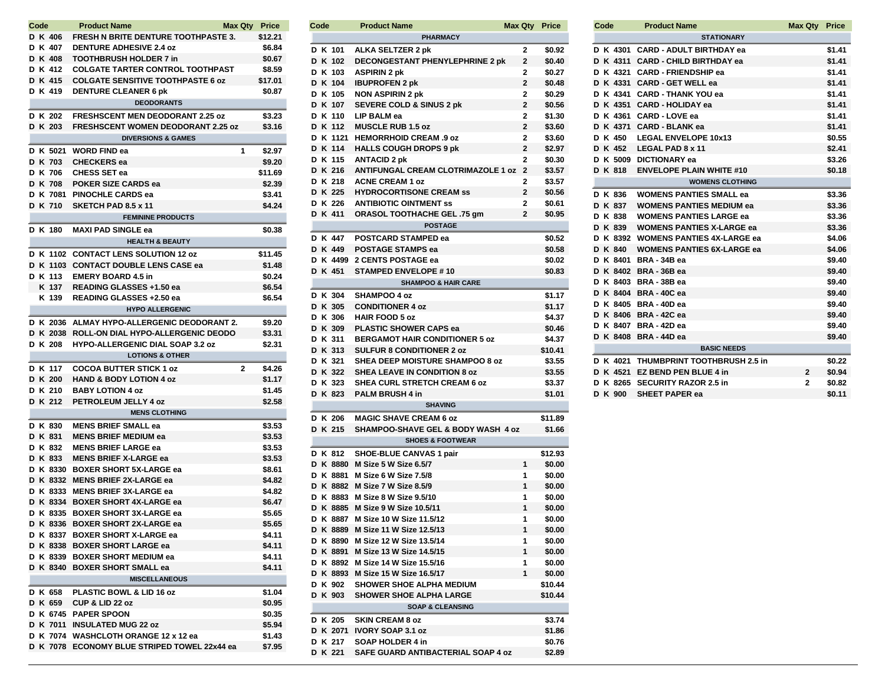| Code | Product Name | Max Qty | Price |
|---|---|---|---|
| D K 406 | FRESH N BRITE DENTURE TOOTHPASTE 3. | | $12.21 |
| D K 407 | DENTURE ADHESIVE 2.4 oz | | $6.84 |
| D K 408 | TOOTHBRUSH HOLDER 7 in | | $0.67 |
| D K 412 | COLGATE TARTER CONTROL TOOTHPAST | | $8.59 |
| D K 415 | COLGATE SENSITIVE TOOTHPASTE 6 oz | | $17.01 |
| D K 419 | DENTURE CLEANER 6 pk | | $0.87 |
| | **DEODORANTS** | | |
| D K 202 | FRESHSCENT MEN DEODORANT 2.25 oz | | $3.23 |
| D K 203 | FRESHSCENT WOMEN DEODORANT 2.25 oz | | $3.16 |
| | **DIVERSIONS & GAMES** | | |
| D K 5021 | WORD FIND ea | 1 | $2.97 |
| D K 703 | CHECKERS ea | | $9.20 |
| D K 706 | CHESS SET ea | | $11.69 |
| D K 708 | POKER SIZE CARDS ea | | $2.39 |
| D K 7081 | PINOCHLE CARDS ea | | $3.41 |
| D K 710 | SKETCH PAD 8.5 x 11 | | $4.24 |
| | **FEMININE PRODUCTS** | | |
| D K 180 | MAXI PAD SINGLE ea | | $0.38 |
| | **HEALTH & BEAUTY** | | |
| D K 1102 | CONTACT LENS SOLUTION 12 oz | | $11.45 |
| D K 1103 | CONTACT DOUBLE LENS CASE ea | | $1.48 |
| D K 113 | EMERY BOARD 4.5 in | | $0.24 |
| K 137 | READING GLASSES +1.50 ea | | $6.54 |
| K 139 | READING GLASSES +2.50 ea | | $6.54 |
| | **HYPO ALLERGENIC** | | |
| D K 2036 | ALMAY HYPO-ALLERGENIC DEODORANT 2. | | $9.20 |
| D K 2038 | ROLL-ON DIAL HYPO-ALLERGENIC DEODO | | $3.31 |
| D K 208 | HYPO-ALLERGENIC DIAL SOAP 3.2 oz | | $2.31 |
| | **LOTIONS & OTHER** | | |
| D K 117 | COCOA BUTTER STICK 1 oz | 2 | $4.26 |
| D K 200 | HAND & BODY LOTION 4 oz | | $1.17 |
| D K 210 | BABY LOTION 4 oz | | $1.45 |
| D K 212 | PETROLEUM JELLY 4 oz | | $2.58 |
| | **MENS CLOTHING** | | |
| D K 830 | MENS BRIEF SMALL ea | | $3.53 |
| D K 831 | MENS BRIEF MEDIUM ea | | $3.53 |
| D K 832 | MENS BRIEF LARGE ea | | $3.53 |
| D K 833 | MENS BRIEF X-LARGE ea | | $3.53 |
| D K 8330 | BOXER SHORT 5X-LARGE ea | | $8.61 |
| D K 8332 | MENS BRIEF 2X-LARGE ea | | $4.82 |
| D K 8333 | MENS BRIEF 3X-LARGE ea | | $4.82 |
| D K 8334 | BOXER SHORT 4X-LARGE ea | | $6.47 |
| D K 8335 | BOXER SHORT 3X-LARGE ea | | $5.65 |
| D K 8336 | BOXER SHORT 2X-LARGE ea | | $5.65 |
| D K 8337 | BOXER SHORT X-LARGE ea | | $4.11 |
| D K 8338 | BOXER SHORT LARGE ea | | $4.11 |
| D K 8339 | BOXER SHORT MEDIUM ea | | $4.11 |
| D K 8340 | BOXER SHORT SMALL ea | | $4.11 |
| | **MISCELLANEOUS** | | |
| D K 658 | PLASTIC BOWL & LID 16 oz | | $1.04 |
| D K 659 | CUP & LID 22 oz | | $0.95 |
| D K 6745 | PAPER SPOON | | $0.35 |
| D K 7011 | INSULATED MUG 22 oz | | $5.94 |
| D K 7074 | WASHCLOTH ORANGE 12 x 12 ea | | $1.43 |
| D K 7078 | ECONOMY BLUE STRIPED TOWEL 22x44 ea | | $7.95 |

| Code | Product Name | Max Qty | Price |
|---|---|---|---|
| | **PHARMACY** | | |
| D K 101 | ALKA SELTZER 2 pk | 2 | $0.92 |
| D K 102 | DECONGESTANT PHENYLEPHRINE 2 pk | 2 | $0.40 |
| D K 103 | ASPIRIN 2 pk | 2 | $0.27 |
| D K 104 | IBUPROFEN 2 pk | 2 | $0.48 |
| D K 105 | NON ASPIRIN 2 pk | 2 | $0.29 |
| D K 107 | SEVERE COLD & SINUS 2 pk | 2 | $0.56 |
| D K 110 | LIP BALM ea | 2 | $1.30 |
| D K 112 | MUSCLE RUB 1.5 oz | 2 | $3.60 |
| D K 1121 | HEMORRHOID CREAM .9 oz | 2 | $3.60 |
| D K 114 | HALLS COUGH DROPS 9 pk | 2 | $2.97 |
| D K 115 | ANTACID 2 pk | 2 | $0.30 |
| D K 216 | ANTIFUNGAL CREAM CLOTRIMAZOLE 1 oz | 2 | $3.57 |
| D K 218 | ACNE CREAM 1 oz | 2 | $3.57 |
| D K 225 | HYDROCORTISONE CREAM ss | 2 | $0.56 |
| D K 226 | ANTIBIOTIC OINTMENT ss | 2 | $0.61 |
| D K 411 | ORASOL TOOTHACHE GEL .75 gm | 2 | $0.95 |
| | **POSTAGE** | | |
| D K 447 | POSTCARD STAMPED ea | | $0.52 |
| D K 449 | POSTAGE STAMPS ea | | $0.58 |
| D K 4499 | 2 CENTS POSTAGE ea | | $0.02 |
| D K 451 | STAMPED ENVELOPE # 10 | | $0.83 |
| | **SHAMPOO & HAIR CARE** | | |
| D K 304 | SHAMPOO 4 oz | | $1.17 |
| D K 305 | CONDITIONER 4 oz | | $1.17 |
| D K 306 | HAIR FOOD 5 oz | | $4.37 |
| D K 309 | PLASTIC SHOWER CAPS ea | | $0.46 |
| D K 311 | BERGAMOT HAIR CONDITIONER 5 oz | | $4.37 |
| D K 313 | SULFUR 8 CONDITIONER 2 oz | | $10.41 |
| D K 321 | SHEA DEEP MOISTURE SHAMPOO 8 oz | | $3.55 |
| D K 322 | SHEA LEAVE IN CONDITION 8 oz | | $3.55 |
| D K 323 | SHEA CURL STRETCH CREAM 6 oz | | $3.37 |
| D K 823 | PALM BRUSH 4 in | | $1.01 |
| | **SHAVING** | | |
| D K 206 | MAGIC SHAVE CREAM 6 oz | | $11.89 |
| D K 215 | SHAMPOO-SHAVE GEL & BODY WASH 4 oz | | $1.66 |
| | **SHOES & FOOTWEAR** | | |
| D K 812 | SHOE-BLUE CANVAS 1 pair | | $12.93 |
| D K 8880 | M Size 5 W Size 6.5/7 | 1 | $0.00 |
| D K 8881 | M Size 6 W Size 7.5/8 | 1 | $0.00 |
| D K 8882 | M Size 7 W Size 8.5/9 | 1 | $0.00 |
| D K 8883 | M Size 8 W Size 9.5/10 | 1 | $0.00 |
| D K 8885 | M Size 9 W Size 10.5/11 | 1 | $0.00 |
| D K 8887 | M Size 10 W Size 11.5/12 | 1 | $0.00 |
| D K 8889 | M Size 11 W Size 12.5/13 | 1 | $0.00 |
| D K 8890 | M Size 12 W Size 13.5/14 | 1 | $0.00 |
| D K 8891 | M Size 13 W Size 14.5/15 | 1 | $0.00 |
| D K 8892 | M Size 14 W Size 15.5/16 | 1 | $0.00 |
| D K 8893 | M Size 15 W Size 16.5/17 | 1 | $0.00 |
| D K 902 | SHOWER SHOE ALPHA MEDIUM | | $10.44 |
| D K 903 | SHOWER SHOE ALPHA LARGE | | $10.44 |
| | **SOAP & CLEANSING** | | |
| D K 205 | SKIN CREAM 8 oz | | $3.74 |
| D K 2071 | IVORY SOAP 3.1 oz | | $1.86 |
| D K 217 | SOAP HOLDER 4 in | | $0.76 |
| D K 221 | SAFE GUARD ANTIBACTERIAL SOAP 4 oz | | $2.89 |

| Code | Product Name | Max Qty | Price |
|---|---|---|---|
| | **STATIONARY** | | |
| D K 4301 | CARD - ADULT BIRTHDAY ea | | $1.41 |
| D K 4311 | CARD - CHILD BIRTHDAY ea | | $1.41 |
| D K 4321 | CARD - FRIENDSHIP ea | | $1.41 |
| D K 4331 | CARD - GET WELL ea | | $1.41 |
| D K 4341 | CARD - THANK YOU ea | | $1.41 |
| D K 4351 | CARD - HOLIDAY ea | | $1.41 |
| D K 4361 | CARD - LOVE ea | | $1.41 |
| D K 4371 | CARD - BLANK ea | | $1.41 |
| D K 450 | LEGAL ENVELOPE 10x13 | | $0.55 |
| D K 452 | LEGAL PAD 8 x 11 | | $2.41 |
| D K 5009 | DICTIONARY ea | | $3.26 |
| D K 818 | ENVELOPE PLAIN WHITE #10 | | $0.18 |
| | **WOMENS CLOTHING** | | |
| D K 836 | WOMENS PANTIES SMALL ea | | $3.36 |
| D K 837 | WOMENS PANTIES MEDIUM ea | | $3.36 |
| D K 838 | WOMENS PANTIES LARGE ea | | $3.36 |
| D K 839 | WOMENS PANTIES X-LARGE ea | | $3.36 |
| D K 8392 | WOMENS PANTIES 4X-LARGE ea | | $4.06 |
| D K 840 | WOMENS PANTIES 6X-LARGE ea | | $4.06 |
| D K 8401 | BRA - 34B ea | | $9.40 |
| D K 8402 | BRA - 36B ea | | $9.40 |
| D K 8403 | BRA - 38B ea | | $9.40 |
| D K 8404 | BRA - 40C ea | | $9.40 |
| D K 8405 | BRA - 40D ea | | $9.40 |
| D K 8406 | BRA - 42C ea | | $9.40 |
| D K 8407 | BRA - 42D ea | | $9.40 |
| D K 8408 | BRA - 44D ea | | $9.40 |
| | **BASIC NEEDS** | | |
| D K 4021 | THUMBPRINT TOOTHBRUSH 2.5 in | | $0.22 |
| D K 4521 | EZ BEND PEN BLUE 4 in | 2 | $0.94 |
| D K 8265 | SECURITY RAZOR 2.5 in | 2 | $0.82 |
| D K 900 | SHEET PAPER ea | | $0.11 |